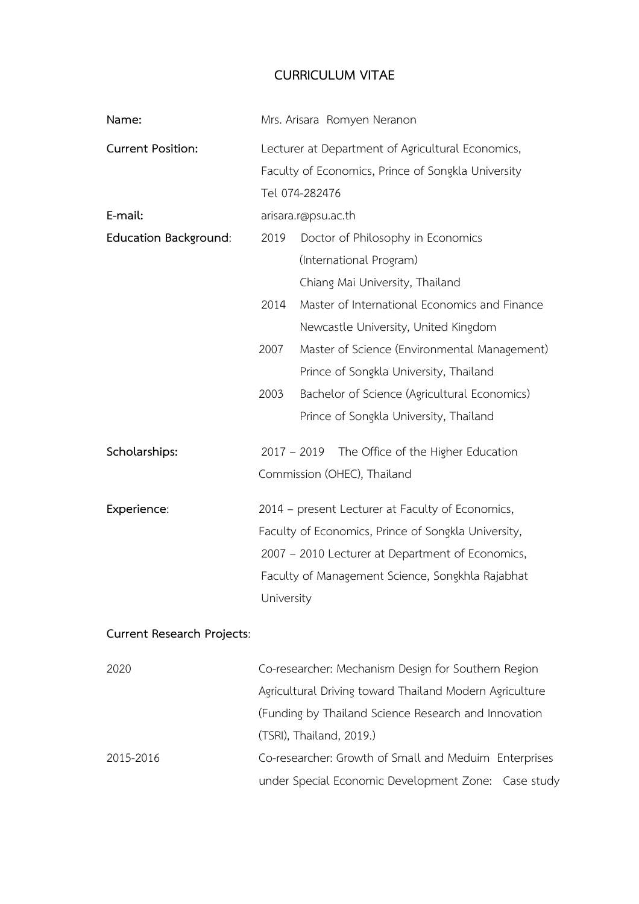# CURRICULUM VITAE

**Name:** Mrs. Arisara Romyen Neranon

**Current Position:** Lecturer at Department of Agricultural Economics, Faculty of Economics, Prince of Songkla University
Tel 074-282476

**E-mail:** arisara.r@psu.ac.th

**Education Background**:

- 2019 Doctor of Philosophy in Economics (International Program)
  Chiang Mai University, Thailand
- 2014 Master of International Economics and Finance
  Newcastle University, United Kingdom
- 2007 Master of Science (Environmental Management)
  Prince of Songkla University, Thailand
- 2003 Bachelor of Science (Agricultural Economics)
  Prince of Songkla University, Thailand

**Scholarships:** 2017 – 2019 The Office of the Higher Education Commission (OHEC), Thailand

**Experience**:

2014 – present Lecturer at Faculty of Economics, Faculty of Economics, Prince of Songkla University,

2007 – 2010 Lecturer at Department of Economics, Faculty of Management Science, Songkhla Rajabhat University

**Current Research Projects**:

2020 Co-researcher: Mechanism Design for Southern Region Agricultural Driving toward Thailand Modern Agriculture (Funding by Thailand Science Research and Innovation (TSRI), Thailand, 2019.)

2015-2016 Co-researcher: Growth of Small and Meduim Enterprises under Special Economic Development Zone: Case study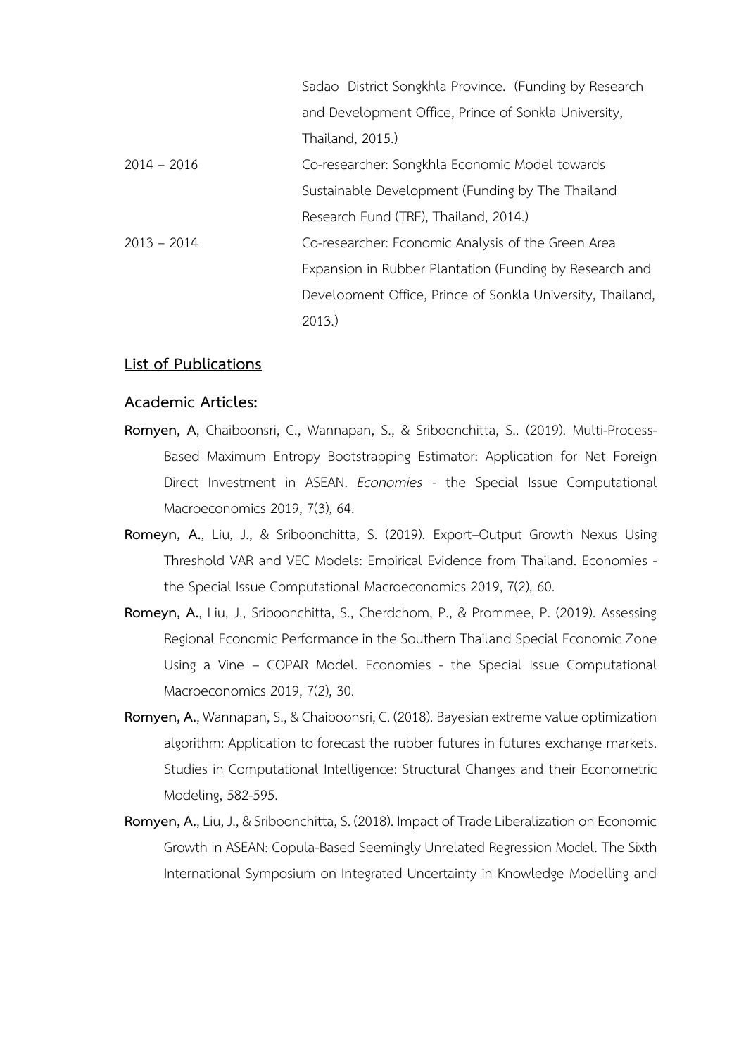| | |
|---|---|
| | Sadao District Songkhla Province. (Funding by Research and Development Office, Prince of Sonkla University, Thailand, 2015.) |
| 2014 – 2016 | Co-researcher: Songkhla Economic Model towards Sustainable Development (Funding by The Thailand Research Fund (TRF), Thailand, 2014.) |
| 2013 – 2014 | Co-researcher: Economic Analysis of the Green Area Expansion in Rubber Plantation (Funding by Research and Development Office, Prince of Sonkla University, Thailand, 2013.) |

## List of Publications

### Academic Articles:

**Romyen, A**, Chaiboonsri, C., Wannapan, S., & Sriboonchitta, S.. (2019). Multi-Process-Based Maximum Entropy Bootstrapping Estimator: Application for Net Foreign Direct Investment in ASEAN. *Economies* - the Special Issue Computational Macroeconomics 2019, 7(3), 64.

**Romeyn, A.**, Liu, J., & Sriboonchitta, S. (2019). Export–Output Growth Nexus Using Threshold VAR and VEC Models: Empirical Evidence from Thailand. Economies - the Special Issue Computational Macroeconomics 2019, 7(2), 60.

**Romeyn, A.**, Liu, J., Sriboonchitta, S., Cherdchom, P., & Prommee, P. (2019). Assessing Regional Economic Performance in the Southern Thailand Special Economic Zone Using a Vine – COPAR Model. Economies - the Special Issue Computational Macroeconomics 2019, 7(2), 30.

**Romyen, A.**, Wannapan, S., & Chaiboonsri, C. (2018). Bayesian extreme value optimization algorithm: Application to forecast the rubber futures in futures exchange markets. Studies in Computational Intelligence: Structural Changes and their Econometric Modeling, 582-595.

**Romyen, A.**, Liu, J., & Sriboonchitta, S. (2018). Impact of Trade Liberalization on Economic Growth in ASEAN: Copula-Based Seemingly Unrelated Regression Model. The Sixth International Symposium on Integrated Uncertainty in Knowledge Modelling and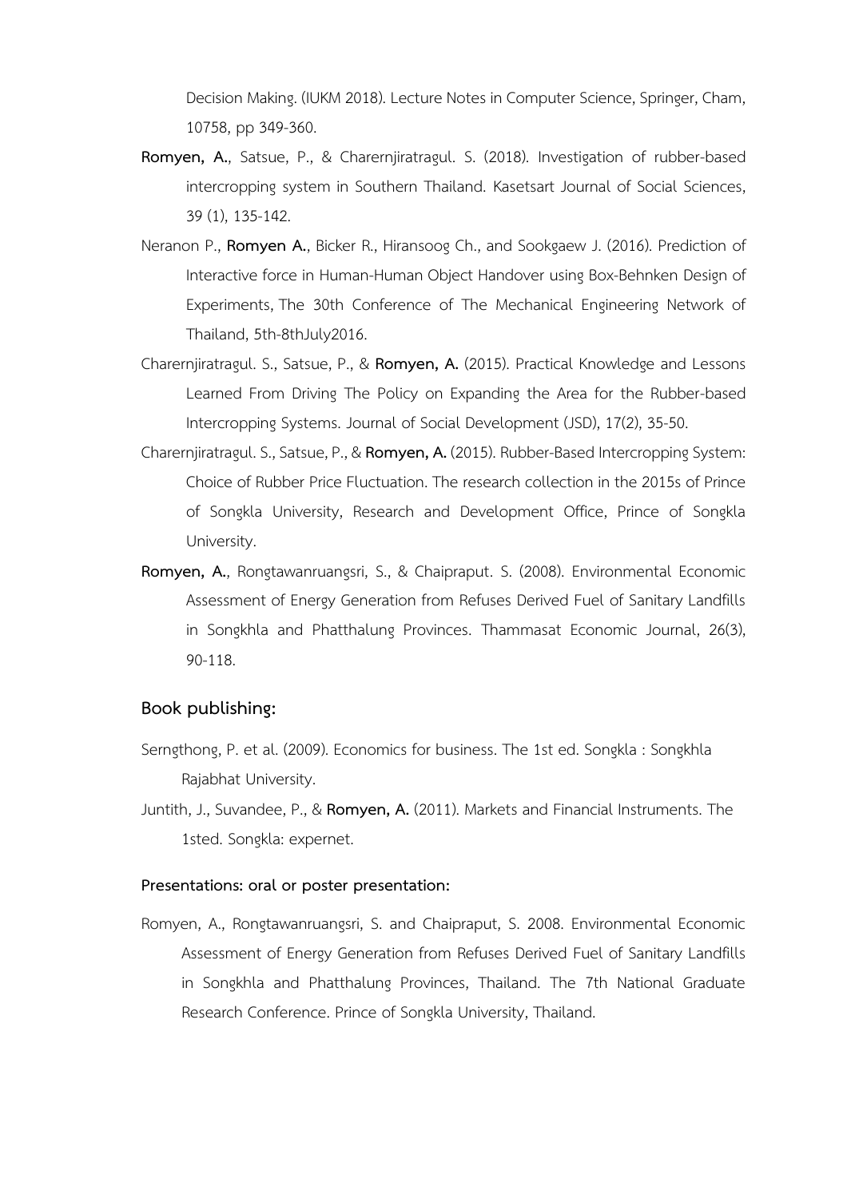Decision Making. (IUKM 2018). Lecture Notes in Computer Science, Springer, Cham, 10758, pp 349-360.

**Romyen, A.**, Satsue, P., & Charernjiratragul. S. (2018). Investigation of rubber-based intercropping system in Southern Thailand. Kasetsart Journal of Social Sciences, 39 (1), 135-142.

Neranon P., **Romyen A.**, Bicker R., Hiransoog Ch., and Sookgaew J. (2016). Prediction of Interactive force in Human-Human Object Handover using Box-Behnken Design of Experiments, The 30th Conference of The Mechanical Engineering Network of Thailand, 5th-8thJuly2016.

Charernjiratragul. S., Satsue, P., & **Romyen, A.** (2015). Practical Knowledge and Lessons Learned From Driving The Policy on Expanding the Area for the Rubber-based Intercropping Systems. Journal of Social Development (JSD), 17(2), 35-50.

Charernjiratragul. S., Satsue, P., & **Romyen, A.** (2015). Rubber-Based Intercropping System: Choice of Rubber Price Fluctuation. The research collection in the 2015s of Prince of Songkla University, Research and Development Office, Prince of Songkla University.

**Romyen, A.**, Rongtawanruangsri, S., & Chaipraput. S. (2008). Environmental Economic Assessment of Energy Generation from Refuses Derived Fuel of Sanitary Landfills in Songkhla and Phatthalung Provinces. Thammasat Economic Journal, 26(3), 90-118.

## Book publishing:

Serngthong, P. et al. (2009). Economics for business. The 1st ed. Songkla : Songkhla Rajabhat University.

Juntith, J., Suvandee, P., & **Romyen, A.** (2011). Markets and Financial Instruments. The 1sted. Songkla: expernet.

### Presentations: oral or poster presentation:

Romyen, A., Rongtawanruangsri, S. and Chaipraput, S. 2008. Environmental Economic Assessment of Energy Generation from Refuses Derived Fuel of Sanitary Landfills in Songkhla and Phatthalung Provinces, Thailand. The 7th National Graduate Research Conference. Prince of Songkla University, Thailand.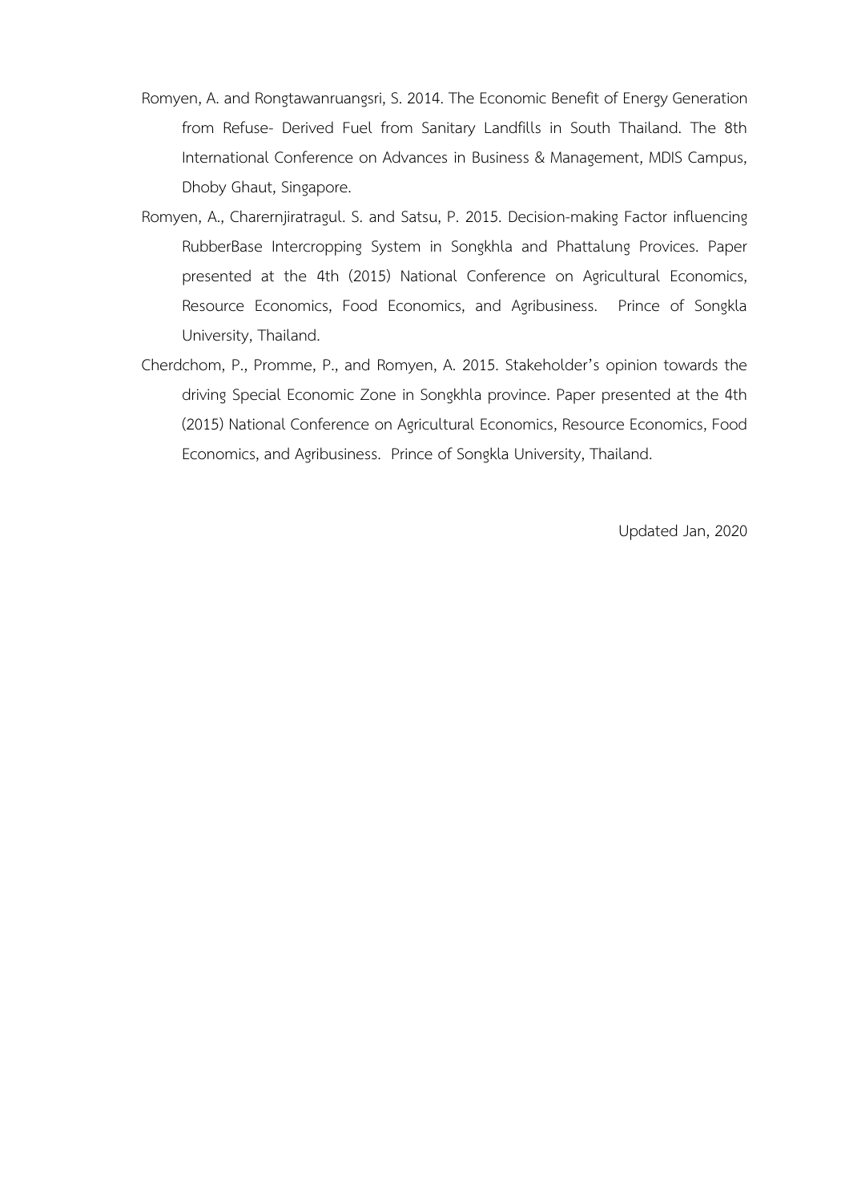Romyen, A. and Rongtawanruangsri, S. 2014. The Economic Benefit of Energy Generation from Refuse- Derived Fuel from Sanitary Landfills in South Thailand. The 8th International Conference on Advances in Business & Management, MDIS Campus, Dhoby Ghaut, Singapore.

Romyen, A., Charernjiratragul. S. and Satsu, P. 2015. Decision-making Factor influencing RubberBase Intercropping System in Songkhla and Phattalung Provices. Paper presented at the 4th (2015) National Conference on Agricultural Economics, Resource Economics, Food Economics, and Agribusiness. Prince of Songkla University, Thailand.

Cherdchom, P., Promme, P., and Romyen, A. 2015. Stakeholder's opinion towards the driving Special Economic Zone in Songkhla province. Paper presented at the 4th (2015) National Conference on Agricultural Economics, Resource Economics, Food Economics, and Agribusiness. Prince of Songkla University, Thailand.

Updated Jan, 2020